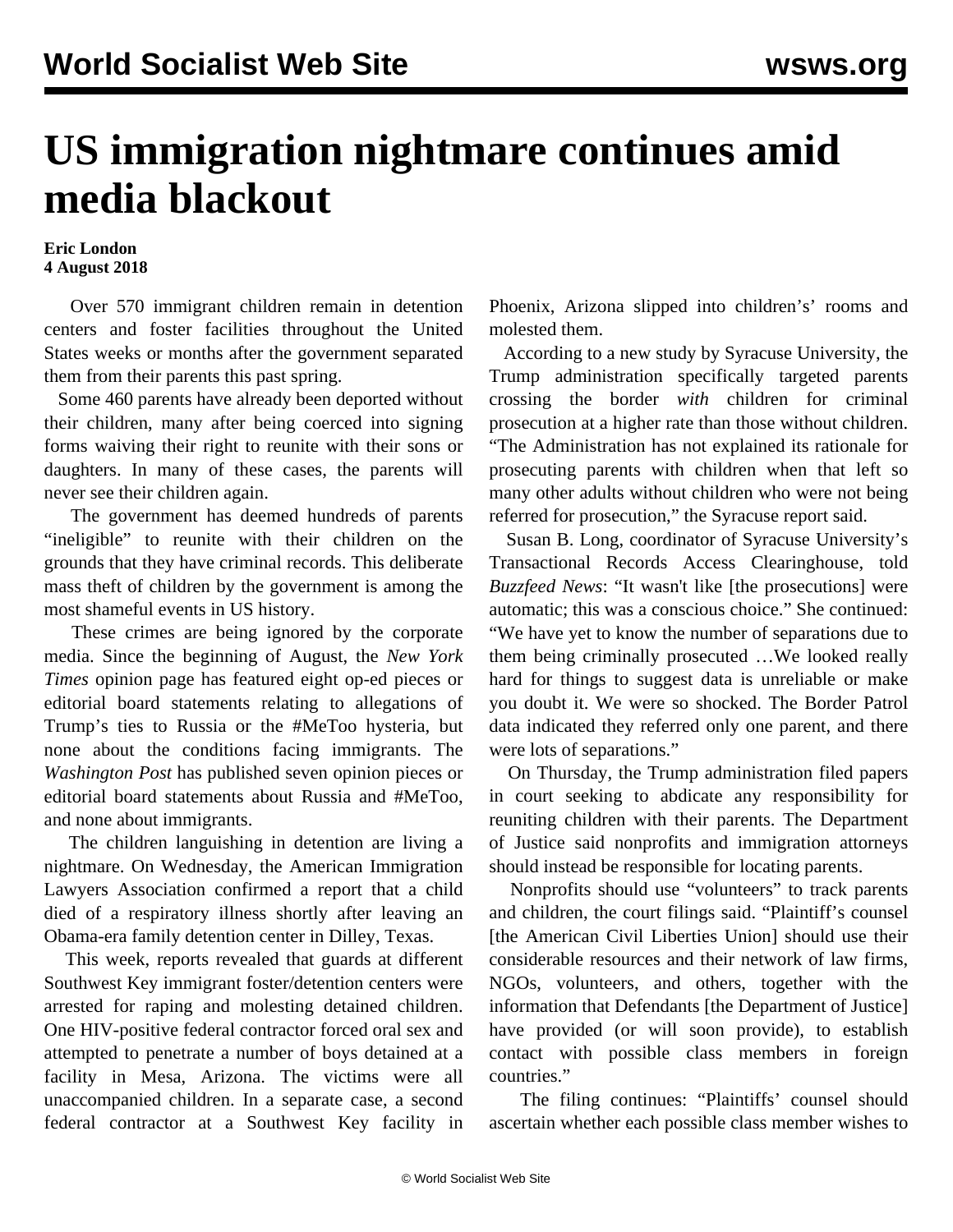# US immigration nightmare continues amid media blackout

**Eric London**
**4 August 2018**

Over 570 immigrant children remain in detention centers and foster facilities throughout the United States weeks or months after the government separated them from their parents this past spring.

Some 460 parents have already been deported without their children, many after being coerced into signing forms waiving their right to reunite with their sons or daughters. In many of these cases, the parents will never see their children again.

The government has deemed hundreds of parents "ineligible" to reunite with their children on the grounds that they have criminal records. This deliberate mass theft of children by the government is among the most shameful events in US history.

These crimes are being ignored by the corporate media. Since the beginning of August, the *New York Times* opinion page has featured eight op-ed pieces or editorial board statements relating to allegations of Trump's ties to Russia or the #MeToo hysteria, but none about the conditions facing immigrants. The *Washington Post* has published seven opinion pieces or editorial board statements about Russia and #MeToo, and none about immigrants.

The children languishing in detention are living a nightmare. On Wednesday, the American Immigration Lawyers Association confirmed a report that a child died of a respiratory illness shortly after leaving an Obama-era family detention center in Dilley, Texas.

This week, reports revealed that guards at different Southwest Key immigrant foster/detention centers were arrested for raping and molesting detained children. One HIV-positive federal contractor forced oral sex and attempted to penetrate a number of boys detained at a facility in Mesa, Arizona. The victims were all unaccompanied children. In a separate case, a second federal contractor at a Southwest Key facility in Phoenix, Arizona slipped into children's' rooms and molested them.

According to a new study by Syracuse University, the Trump administration specifically targeted parents crossing the border *with* children for criminal prosecution at a higher rate than those without children. "The Administration has not explained its rationale for prosecuting parents with children when that left so many other adults without children who were not being referred for prosecution," the Syracuse report said.

Susan B. Long, coordinator of Syracuse University's Transactional Records Access Clearinghouse, told *Buzzfeed News*: "It wasn't like [the prosecutions] were automatic; this was a conscious choice." She continued: "We have yet to know the number of separations due to them being criminally prosecuted …We looked really hard for things to suggest data is unreliable or make you doubt it. We were so shocked. The Border Patrol data indicated they referred only one parent, and there were lots of separations."

On Thursday, the Trump administration filed papers in court seeking to abdicate any responsibility for reuniting children with their parents. The Department of Justice said nonprofits and immigration attorneys should instead be responsible for locating parents.

Nonprofits should use "volunteers" to track parents and children, the court filings said. "Plaintiff's counsel [the American Civil Liberties Union] should use their considerable resources and their network of law firms, NGOs, volunteers, and others, together with the information that Defendants [the Department of Justice] have provided (or will soon provide), to establish contact with possible class members in foreign countries."

The filing continues: "Plaintiffs' counsel should ascertain whether each possible class member wishes to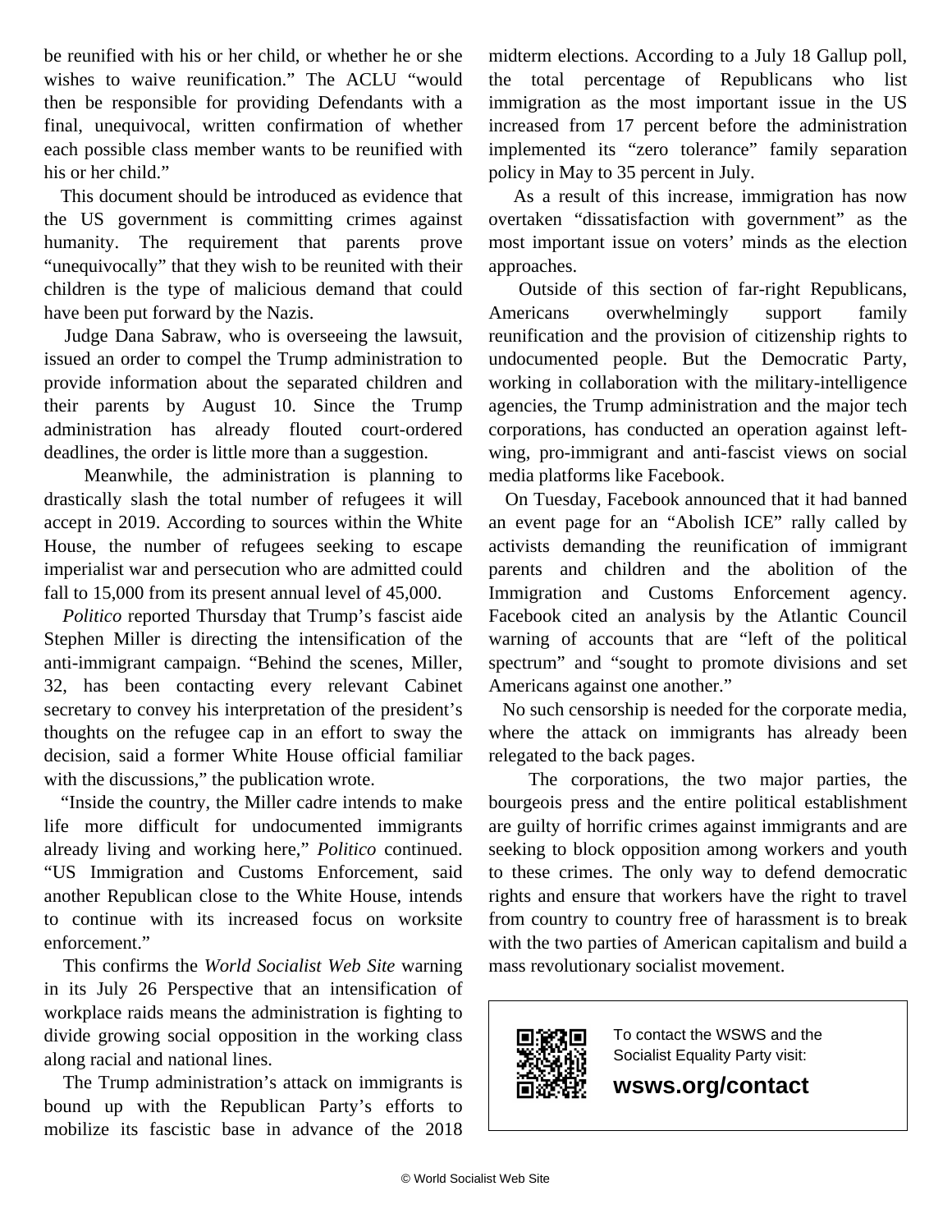be reunified with his or her child, or whether he or she wishes to waive reunification." The ACLU "would then be responsible for providing Defendants with a final, unequivocal, written confirmation of whether each possible class member wants to be reunified with his or her child."

This document should be introduced as evidence that the US government is committing crimes against humanity. The requirement that parents prove "unequivocally" that they wish to be reunited with their children is the type of malicious demand that could have been put forward by the Nazis.

Judge Dana Sabraw, who is overseeing the lawsuit, issued an order to compel the Trump administration to provide information about the separated children and their parents by August 10. Since the Trump administration has already flouted court-ordered deadlines, the order is little more than a suggestion.

Meanwhile, the administration is planning to drastically slash the total number of refugees it will accept in 2019. According to sources within the White House, the number of refugees seeking to escape imperialist war and persecution who are admitted could fall to 15,000 from its present annual level of 45,000.

*Politico* reported Thursday that Trump's fascist aide Stephen Miller is directing the intensification of the anti-immigrant campaign. "Behind the scenes, Miller, 32, has been contacting every relevant Cabinet secretary to convey his interpretation of the president's thoughts on the refugee cap in an effort to sway the decision, said a former White House official familiar with the discussions," the publication wrote.

"Inside the country, the Miller cadre intends to make life more difficult for undocumented immigrants already living and working here," *Politico* continued. "US Immigration and Customs Enforcement, said another Republican close to the White House, intends to continue with its increased focus on worksite enforcement."

This confirms the *World Socialist Web Site* warning in its July 26 Perspective that an intensification of workplace raids means the administration is fighting to divide growing social opposition in the working class along racial and national lines.

The Trump administration's attack on immigrants is bound up with the Republican Party's efforts to mobilize its fascistic base in advance of the 2018 midterm elections. According to a July 18 Gallup poll, the total percentage of Republicans who list immigration as the most important issue in the US increased from 17 percent before the administration implemented its "zero tolerance" family separation policy in May to 35 percent in July.

As a result of this increase, immigration has now overtaken "dissatisfaction with government" as the most important issue on voters' minds as the election approaches.

Outside of this section of far-right Republicans, Americans overwhelmingly support family reunification and the provision of citizenship rights to undocumented people. But the Democratic Party, working in collaboration with the military-intelligence agencies, the Trump administration and the major tech corporations, has conducted an operation against left-wing, pro-immigrant and anti-fascist views on social media platforms like Facebook.

On Tuesday, Facebook announced that it had banned an event page for an "Abolish ICE" rally called by activists demanding the reunification of immigrant parents and children and the abolition of the Immigration and Customs Enforcement agency. Facebook cited an analysis by the Atlantic Council warning of accounts that are "left of the political spectrum" and "sought to promote divisions and set Americans against one another."

No such censorship is needed for the corporate media, where the attack on immigrants has already been relegated to the back pages.

The corporations, the two major parties, the bourgeois press and the entire political establishment are guilty of horrific crimes against immigrants and are seeking to block opposition among workers and youth to these crimes. The only way to defend democratic rights and ensure that workers have the right to travel from country to country free of harassment is to break with the two parties of American capitalism and build a mass revolutionary socialist movement.

To contact the WSWS and the Socialist Equality Party visit:

**wsws.org/contact**